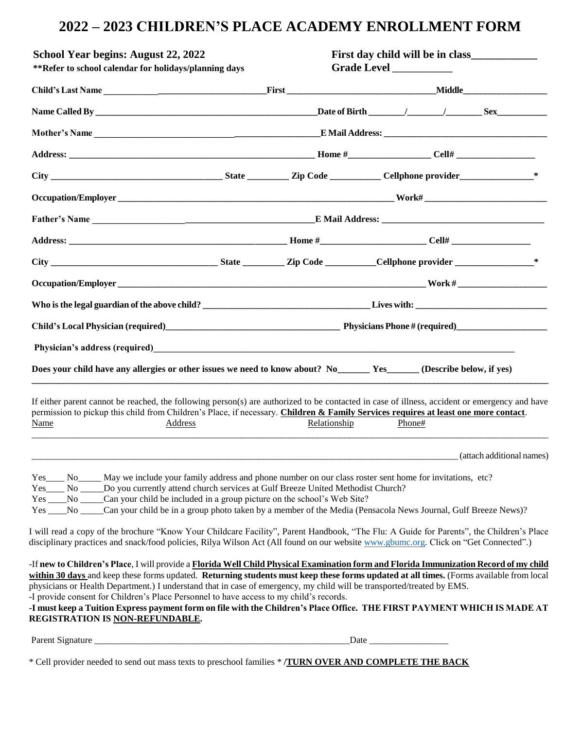# 2022 – 2023 CHILDREN'S PLACE ACADEMY ENROLLMENT FORM

**School Year begins: August 22, 2022**
**\*\*Refer to school calendar for holidays/planning days**

**First day child will be in class____________**
**Grade Level ___________**

**Child's Last Name ____________________________________First ________________________________Middle__________________**

**Name Called By ________________________________________________Date of Birth _______/_______/_______ Sex___________**

**Mother's Name ________________________________________________E Mail Address: ___________________________________**

**Address: _____________________________________________________ Home #_________________ Cell# _________________**

**City ____________________________________ State _________ Zip Code ___________ Cellphone provider________________\***

**Occupation/Employer ___________________________________________________________ Work# __________________________**

**Father's Name ______________________________________________E Mail Address: ___________________________________**

**Address: _____________________________________________ Home #______________________ Cell# _________________**

**City ___________________________________ State _________ Zip Code ___________Cellphone provider _________________\***

**Occupation/Employer __________________________________________________________________ Work # ___________________**

**Who is the legal guardian of the above child? ___________________________________ Lives with: ____________________________**

**Child's Local Physician (required)______________________________________ Physicians Phone # (required)____________________**

**Physician's address (required)_____________________________________________________________________________**

**Does your child have any allergies or other issues we need to know about? No_______ Yes_______ (Describe below, if yes)**

______________________________________________________________________________________________________

If either parent cannot be reached, the following person(s) are authorized to be contacted in case of illness, accident or emergency and have permission to pickup this child from Children's Place, if necessary. **Children & Family Services requires at least one more contact**.

Name          Address          Relationship          Phone#

______________________________________________________________________________________________________

______________________________________________________________________________________ (attach additional names)

Yes____ No_____ May we include your family address and phone number on our class roster sent home for invitations, etc?
Yes____ No _____Do you currently attend church services at Gulf Breeze United Methodist Church?
Yes ____No _____Can your child be included in a group picture on the school's Web Site?
Yes ____No _____Can your child be in a group photo taken by a member of the Media (Pensacola News Journal, Gulf Breeze News)?

I will read a copy of the brochure "Know Your Childcare Facility", Parent Handbook, "The Flu: A Guide for Parents", the Children's Place disciplinary practices and snack/food policies, Rilya Wilson Act (All found on our website www.gbumc.org. Click on "Get Connected".)

-If **new to Children's Place**, I will provide a **Florida Well Child Physical Examination form and Florida Immunization Record of my child within 30 days** and keep these forms updated. **Returning students must keep these forms updated at all times.** (Forms available from local physicians or Health Department.) I understand that in case of emergency, my child will be transported/treated by EMS.
-I provide consent for Children's Place Personnel to have access to my child's records.
**-I must keep a Tuition Express payment form on file with the Children's Place Office. THE FIRST PAYMENT WHICH IS MADE AT REGISTRATION IS NON-REFUNDABLE.**

Parent Signature _______________________________________________________Date _________________

\* Cell provider needed to send out mass texts to preschool families \* **/TURN OVER AND COMPLETE THE BACK**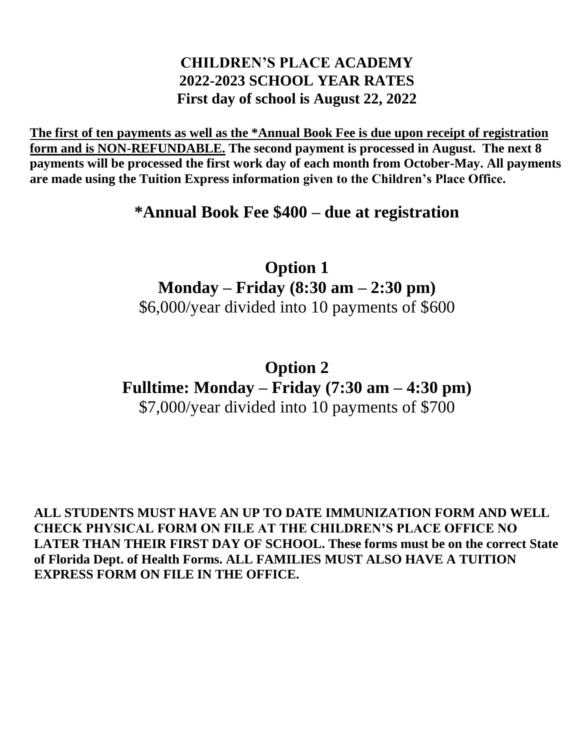# CHILDREN'S PLACE ACADEMY
# 2022-2023 SCHOOL YEAR RATES
### First day of school is August 22, 2022

**<u>The first of ten payments as well as the *Annual Book Fee is due upon receipt of registration form and is NON-REFUNDABLE.</u> The second payment is processed in August. The next 8 payments will be processed the first work day of each month from October-May. All payments are made using the Tuition Express information given to the Children's Place Office.**

## *Annual Book Fee $400 – due at registration

## Option 1
## Monday – Friday (8:30 am – 2:30 pm)
$6,000/year divided into 10 payments of $600

## Option 2
## Fulltime: Monday – Friday (7:30 am – 4:30 pm)
$7,000/year divided into 10 payments of $700

**ALL STUDENTS MUST HAVE AN UP TO DATE IMMUNIZATION FORM AND WELL CHECK PHYSICAL FORM ON FILE AT THE CHILDREN'S PLACE OFFICE NO LATER THAN THEIR FIRST DAY OF SCHOOL. These forms must be on the correct State of Florida Dept. of Health Forms. ALL FAMILIES MUST ALSO HAVE A TUITION EXPRESS FORM ON FILE IN THE OFFICE.**